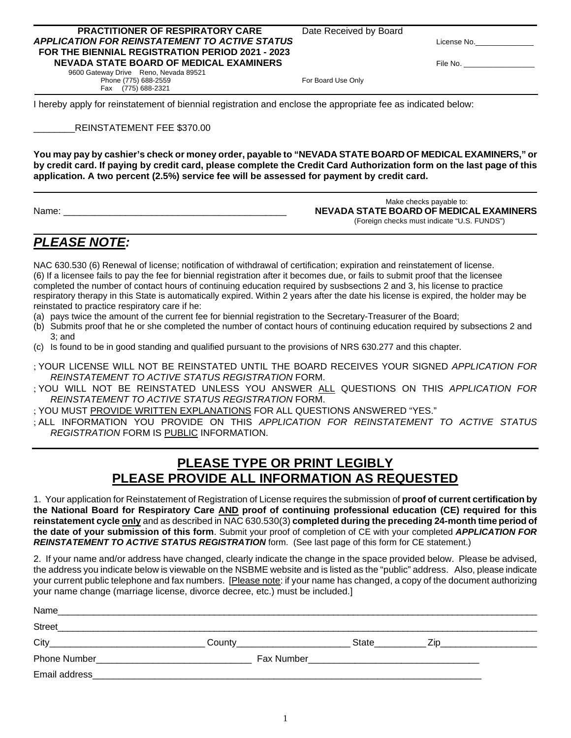**PRACTITIONER OF RESPIRATORY CARE**
***APPLICATION FOR REINSTATEMENT TO ACTIVE STATUS***
**FOR THE BIENNIAL REGISTRATION PERIOD 2021 - 2023**
**NEVADA STATE BOARD OF MEDICAL EXAMINERS**
9600 Gateway Drive Reno, Nevada 89521
Phone (775) 688-2559
Fax (775) 688-2321

Date Received by Board

License No.______________

File No. _________________

For Board Use Only

I hereby apply for reinstatement of biennial registration and enclose the appropriate fee as indicated below:

________REINSTATEMENT FEE $370.00

**You may pay by cashier's check or money order, payable to "NEVADA STATE BOARD OF MEDICAL EXAMINERS," or by credit card. If paying by credit card, please complete the Credit Card Authorization form on the last page of this application. A two percent (2.5%) service fee will be assessed for payment by credit card.**

Name: ____________________________________________

Make checks payable to:
**NEVADA STATE BOARD OF MEDICAL EXAMINERS**
(Foreign checks must indicate "U.S. FUNDS")

## ***PLEASE NOTE:***

NAC 630.530 (6) Renewal of license; notification of withdrawal of certification; expiration and reinstatement of license.
(6) If a licensee fails to pay the fee for biennial registration after it becomes due, or fails to submit proof that the licensee completed the number of contact hours of continuing education required by susbsections 2 and 3, his license to practice respiratory therapy in this State is automatically expired. Within 2 years after the date his license is expired, the holder may be reinstated to practice respiratory care if he:

(a) pays twice the amount of the current fee for biennial registration to the Secretary-Treasurer of the Board;
(b) Submits proof that he or she completed the number of contact hours of continuing education required by subsections 2 and 3; and
(c) Is found to be in good standing and qualified pursuant to the provisions of NRS 630.277 and this chapter.

- YOUR LICENSE WILL NOT BE REINSTATED UNTIL THE BOARD RECEIVES YOUR SIGNED *APPLICATION FOR REINSTATEMENT TO ACTIVE STATUS REGISTRATION* FORM.
- YOU WILL NOT BE REINSTATED UNLESS YOU ANSWER ALL QUESTIONS ON THIS *APPLICATION FOR REINSTATEMENT TO ACTIVE STATUS REGISTRATION* FORM.
- YOU MUST PROVIDE WRITTEN EXPLANATIONS FOR ALL QUESTIONS ANSWERED "YES."
- ALL INFORMATION YOU PROVIDE ON THIS *APPLICATION FOR REINSTATEMENT TO ACTIVE STATUS REGISTRATION* FORM IS PUBLIC INFORMATION.

## PLEASE TYPE OR PRINT LEGIBLY
## PLEASE PROVIDE ALL INFORMATION AS REQUESTED

1. Your application for Reinstatement of Registration of License requires the submission of **proof of current certification by the National Board for Respiratory Care AND proof of continuing professional education (CE) required for this reinstatement cycle only** and as described in NAC 630.530(3) **completed during the preceding 24-month time period of the date of your submission of this form**. Submit your proof of completion of CE with your completed ***APPLICATION FOR REINSTATEMENT TO ACTIVE STATUS REGISTRATION*** form. (See last page of this form for CE statement.)

2. If your name and/or address have changed, clearly indicate the change in the space provided below. Please be advised, the address you indicate below is viewable on the NSBME website and is listed as the "public" address. Also, please indicate your current public telephone and fax numbers. [Please note: if your name has changed, a copy of the document authorizing your name change (marriage license, divorce decree, etc.) must be included.]

Name______________________________________________________________________________

Street______________________________________________________________________________

City______________________________ County_____________________ State__________ Zip__________________

Phone Number______________________________ Fax Number_________________________________

Email address________________________________________________________________________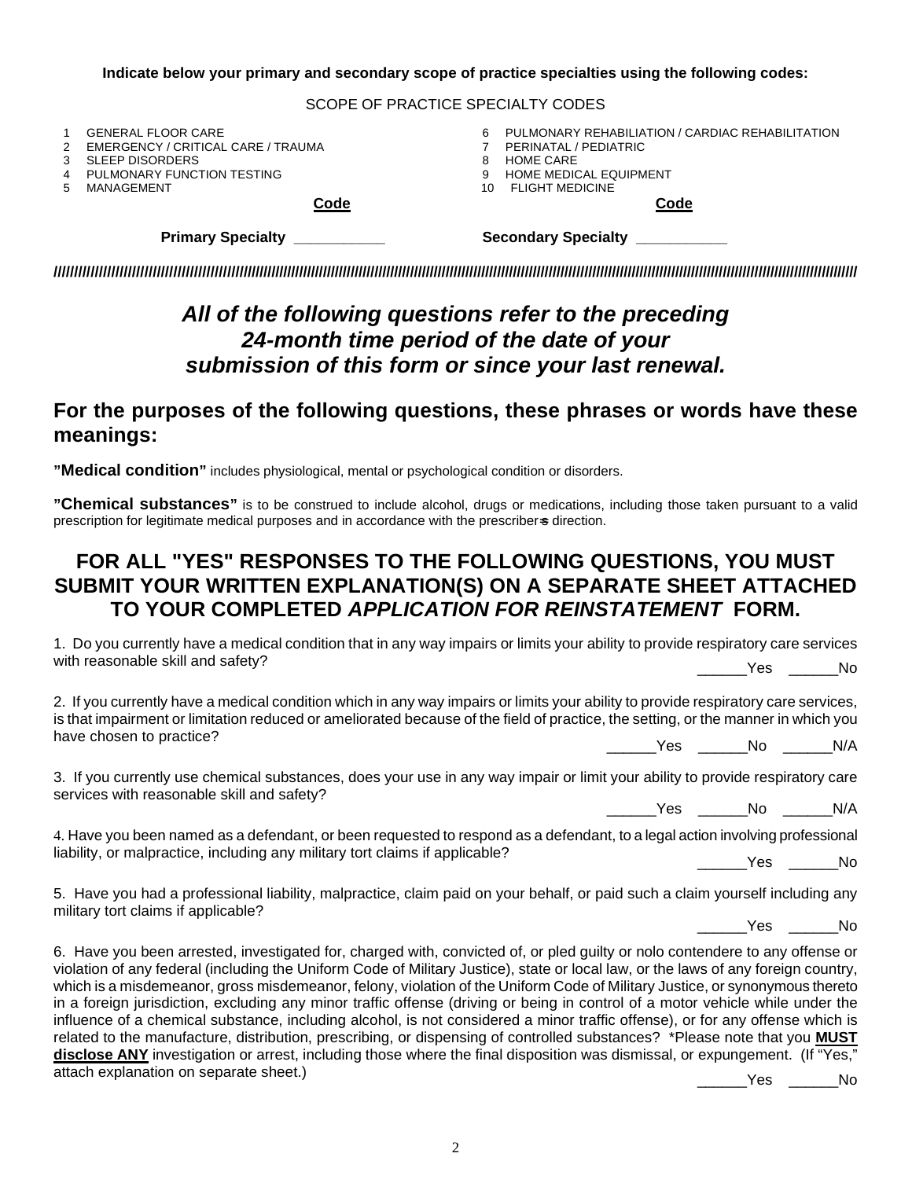**Indicate below your primary and secondary scope of practice specialties using the following codes:**

SCOPE OF PRACTICE SPECIALTY CODES

1. GENERAL FLOOR CARE
2. EMERGENCY / CRITICAL CARE / TRAUMA
3. SLEEP DISORDERS
4. PULMONARY FUNCTION TESTING
5. MANAGEMENT
6. PULMONARY REHABILIATION / CARDIAC REHABILITATION
7. PERINATAL / PEDIATRIC
8. HOME CARE
9. HOME MEDICAL EQUIPMENT
10. FLIGHT MEDICINE

**Primary Specialty** **Code** ___________ **Secondary Specialty** **Code** ___________

////////////////////////////////////////////////////////////////////////////////////////////////////////////////////////////////////////////////////////////////////////////////////////////////////////

## *All of the following questions refer to the preceding 24-month time period of the date of your submission of this form or since your last renewal.*

## For the purposes of the following questions, these phrases or words have these meanings:

**"Medical condition"** includes physiological, mental or psychological condition or disorders.

**"Chemical substances"** is to be construed to include alcohol, drugs or medications, including those taken pursuant to a valid prescription for legitimate medical purposes and in accordance with the prescriber's direction.

## FOR ALL "YES" RESPONSES TO THE FOLLOWING QUESTIONS, YOU MUST SUBMIT YOUR WRITTEN EXPLANATION(S) ON A SEPARATE SHEET ATTACHED TO YOUR COMPLETED *APPLICATION FOR REINSTATEMENT* FORM.

1. Do you currently have a medical condition that in any way impairs or limits your ability to provide respiratory care services with reasonable skill and safety?

______Yes ______No

2. If you currently have a medical condition which in any way impairs or limits your ability to provide respiratory care services, is that impairment or limitation reduced or ameliorated because of the field of practice, the setting, or the manner in which you have chosen to practice?

______Yes ______No ______N/A

3. If you currently use chemical substances, does your use in any way impair or limit your ability to provide respiratory care services with reasonable skill and safety?

______Yes ______No ______N/A

4. Have you been named as a defendant, or been requested to respond as a defendant, to a legal action involving professional liability, or malpractice, including any military tort claims if applicable?

______Yes ______No

5. Have you had a professional liability, malpractice, claim paid on your behalf, or paid such a claim yourself including any military tort claims if applicable?

______Yes ______No

6. Have you been arrested, investigated for, charged with, convicted of, or pled guilty or nolo contendere to any offense or violation of any federal (including the Uniform Code of Military Justice), state or local law, or the laws of any foreign country, which is a misdemeanor, gross misdemeanor, felony, violation of the Uniform Code of Military Justice, or synonymous thereto in a foreign jurisdiction, excluding any minor traffic offense (driving or being in control of a motor vehicle while under the influence of a chemical substance, including alcohol, is not considered a minor traffic offense), or for any offense which is related to the manufacture, distribution, prescribing, or dispensing of controlled substances? *Please note that you **MUST disclose ANY** investigation or arrest, including those where the final disposition was dismissal, or expungement. (If "Yes," attach explanation on separate sheet.)

______Yes ______No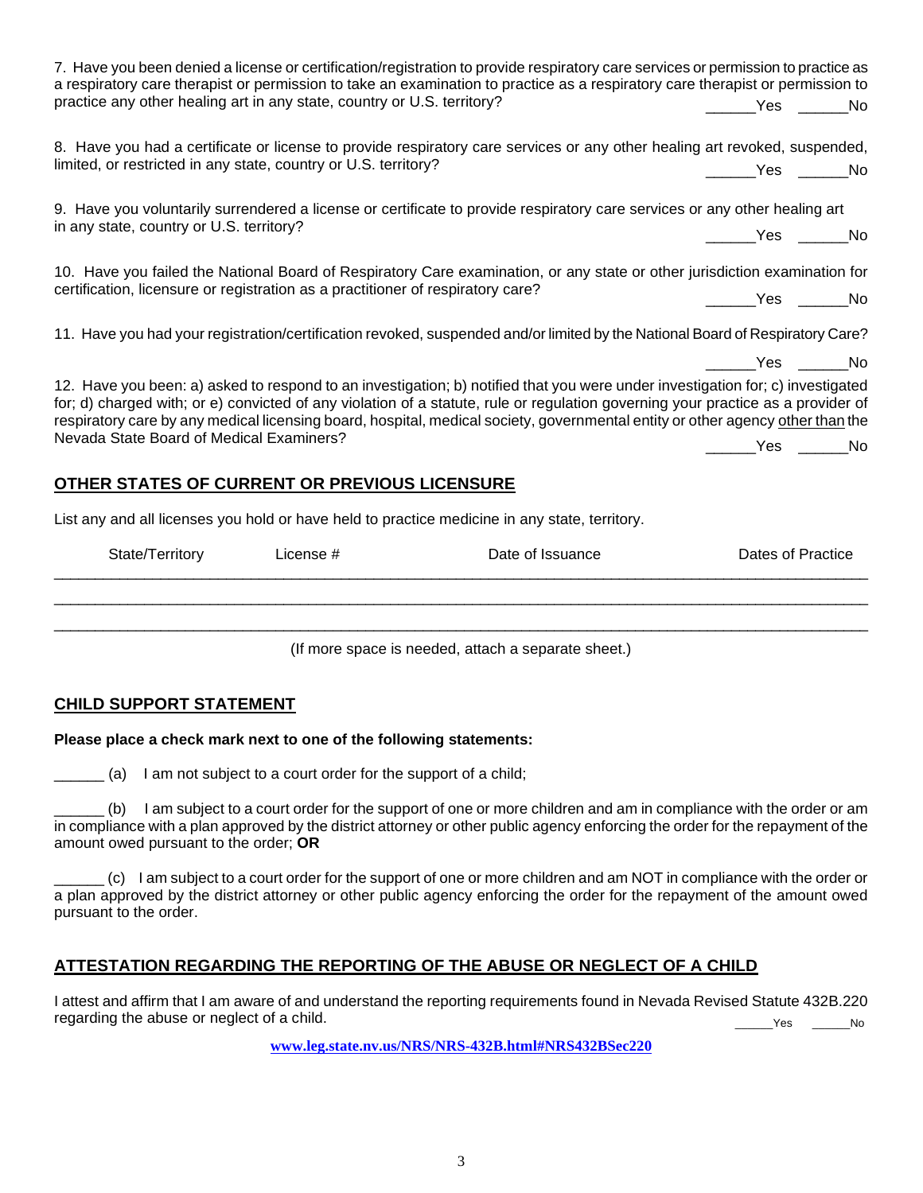7. Have you been denied a license or certification/registration to provide respiratory care services or permission to practice as a respiratory care therapist or permission to take an examination to practice as a respiratory care therapist or permission to practice any other healing art in any state, country or U.S. territory? ______Yes ______No

8. Have you had a certificate or license to provide respiratory care services or any other healing art revoked, suspended, limited, or restricted in any state, country or U.S. territory? ______Yes ______No

9. Have you voluntarily surrendered a license or certificate to provide respiratory care services or any other healing art in any state, country or U.S. territory? ______Yes ______No

10. Have you failed the National Board of Respiratory Care examination, or any state or other jurisdiction examination for certification, licensure or registration as a practitioner of respiratory care? ______Yes ______No

11. Have you had your registration/certification revoked, suspended and/or limited by the National Board of Respiratory Care? ______Yes ______No

12. Have you been: a) asked to respond to an investigation; b) notified that you were under investigation for; c) investigated for; d) charged with; or e) convicted of any violation of a statute, rule or regulation governing your practice as a provider of respiratory care by any medical licensing board, hospital, medical society, governmental entity or other agency <u>other than</u> the Nevada State Board of Medical Examiners? ______Yes ______No

## OTHER STATES OF CURRENT OR PREVIOUS LICENSURE

List any and all licenses you hold or have held to practice medicine in any state, territory.

| State/Territory | License # | Date of Issuance | Dates of Practice |
|---|---|---|---|
| | | | |
| | | | |
| | | | |

(If more space is needed, attach a separate sheet.)

## CHILD SUPPORT STATEMENT

**Please place a check mark next to one of the following statements:**

______ (a) I am not subject to a court order for the support of a child;

______ (b) I am subject to a court order for the support of one or more children and am in compliance with the order or am in compliance with a plan approved by the district attorney or other public agency enforcing the order for the repayment of the amount owed pursuant to the order; **OR**

______ (c) I am subject to a court order for the support of one or more children and am NOT in compliance with the order or a plan approved by the district attorney or other public agency enforcing the order for the repayment of the amount owed pursuant to the order.

## ATTESTATION REGARDING THE REPORTING OF THE ABUSE OR NEGLECT OF A CHILD

I attest and affirm that I am aware of and understand the reporting requirements found in Nevada Revised Statute 432B.220 regarding the abuse or neglect of a child. _____Yes _____No

**www.leg.state.nv.us/NRS/NRS-432B.html#NRS432BSec220**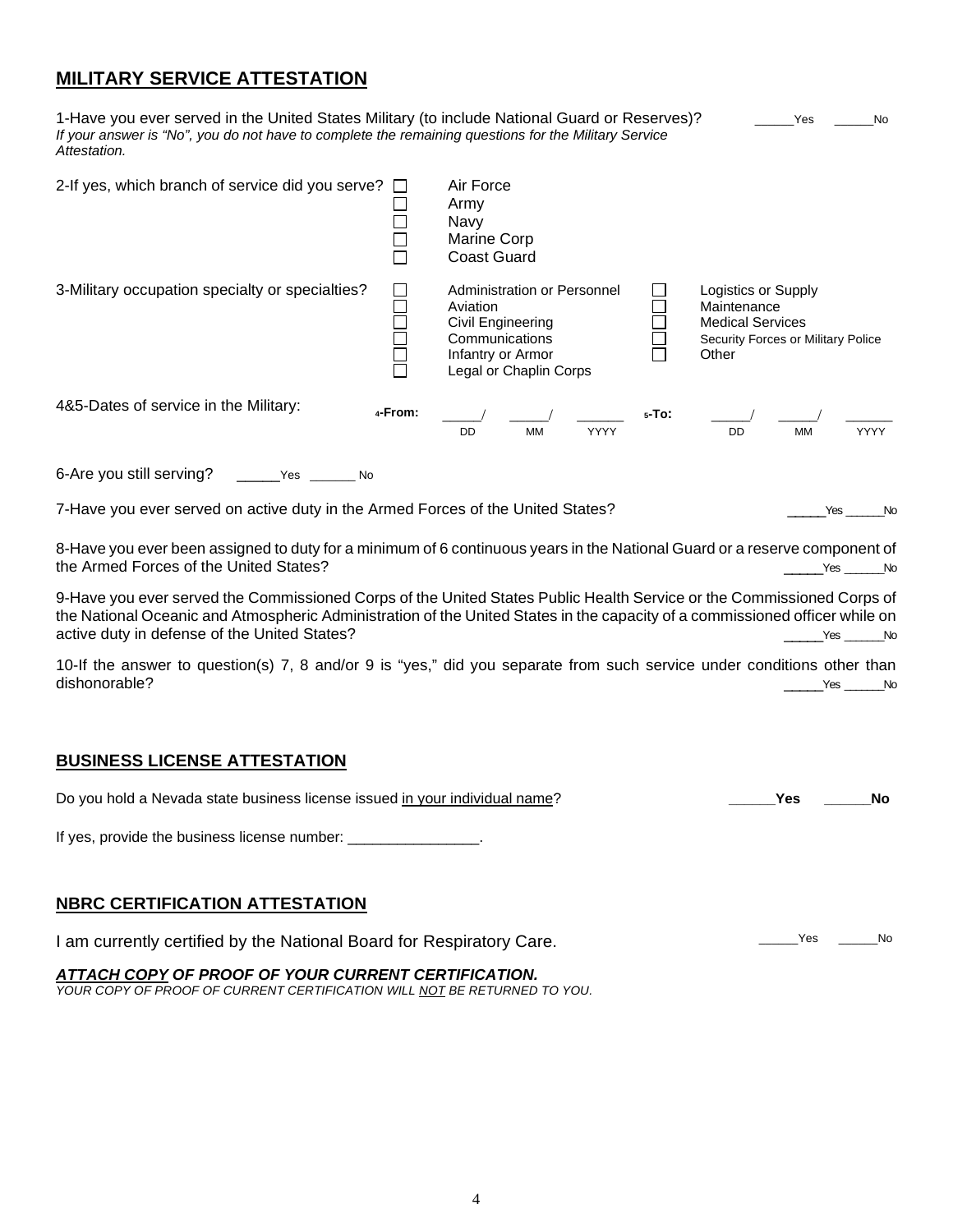## MILITARY SERVICE ATTESTATION

1-Have you ever served in the United States Military (to include National Guard or Reserves)? _____Yes _____No

*If your answer is "No", you do not have to complete the remaining questions for the Military Service Attestation.*

2-If yes, which branch of service did you serve?

- ☐ Air Force
- ☐ Army
- ☐ Navy
- ☐ Marine Corp
- ☐ Coast Guard

3-Military occupation specialty or specialties?

- ☐ Administration or Personnel
- ☐ Aviation
- ☐ Civil Engineering
- ☐ Communications
- ☐ Infantry or Armor
- ☐ Legal or Chaplin Corps
- ☐ Logistics or Supply
- ☐ Maintenance
- ☐ Medical Services
- ☐ Security Forces or Military Police
- ☐ Other

4&5-Dates of service in the Military:

4-From: _____/ _____/ ______ (DD MM YYYY) 5-To: _____/ _____/ ______ (DD MM YYYY)

6-Are you still serving? _____Yes ______ No

7-Have you ever served on active duty in the Armed Forces of the United States? _____Yes _____No

8-Have you ever been assigned to duty for a minimum of 6 continuous years in the National Guard or a reserve component of the Armed Forces of the United States? _____Yes _____No

9-Have you ever served the Commissioned Corps of the United States Public Health Service or the Commissioned Corps of the National Oceanic and Atmospheric Administration of the United States in the capacity of a commissioned officer while on active duty in defense of the United States? _____Yes _____No

10-If the answer to question(s) 7, 8 and/or 9 is "yes," did you separate from such service under conditions other than dishonorable? _____Yes _____No

## BUSINESS LICENSE ATTESTATION

Do you hold a Nevada state business license issued in your individual name? ______**Yes** ______**No**

If yes, provide the business license number: ________________.

## NBRC CERTIFICATION ATTESTATION

I am currently certified by the National Board for Respiratory Care. _____Yes _____No

***ATTACH COPY OF PROOF OF YOUR CURRENT CERTIFICATION.***

*YOUR COPY OF PROOF OF CURRENT CERTIFICATION WILL NOT BE RETURNED TO YOU.*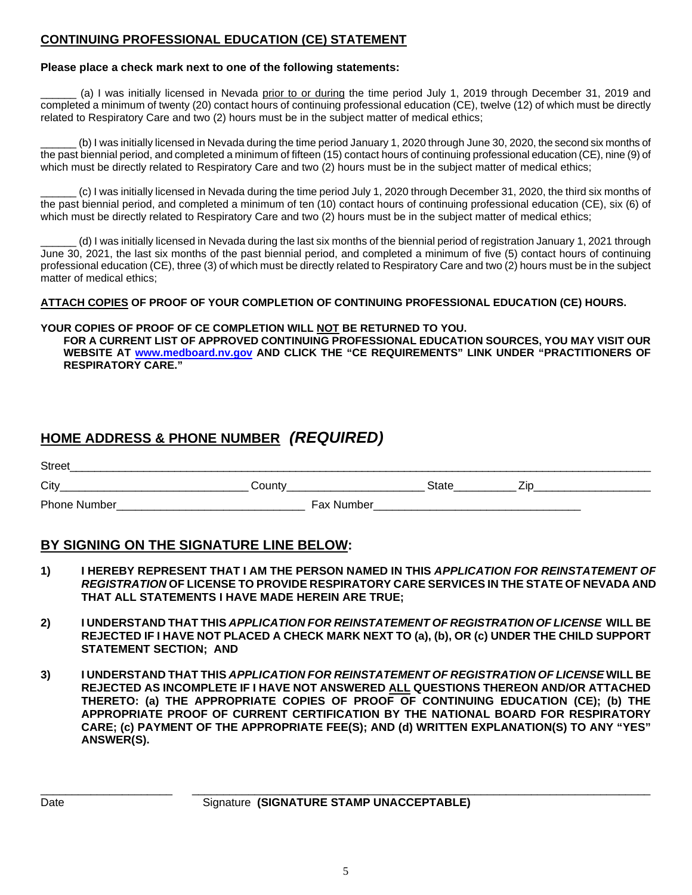## CONTINUING PROFESSIONAL EDUCATION (CE) STATEMENT

**Please place a check mark next to one of the following statements:**

______ (a) I was initially licensed in Nevada prior to or during the time period July 1, 2019 through December 31, 2019 and completed a minimum of twenty (20) contact hours of continuing professional education (CE), twelve (12) of which must be directly related to Respiratory Care and two (2) hours must be in the subject matter of medical ethics;

______ (b) I was initially licensed in Nevada during the time period January 1, 2020 through June 30, 2020, the second six months of the past biennial period, and completed a minimum of fifteen (15) contact hours of continuing professional education (CE), nine (9) of which must be directly related to Respiratory Care and two (2) hours must be in the subject matter of medical ethics;

______ (c) I was initially licensed in Nevada during the time period July 1, 2020 through December 31, 2020, the third six months of the past biennial period, and completed a minimum of ten (10) contact hours of continuing professional education (CE), six (6) of which must be directly related to Respiratory Care and two (2) hours must be in the subject matter of medical ethics;

______ (d) I was initially licensed in Nevada during the last six months of the biennial period of registration January 1, 2021 through June 30, 2021, the last six months of the past biennial period, and completed a minimum of five (5) contact hours of continuing professional education (CE), three (3) of which must be directly related to Respiratory Care and two (2) hours must be in the subject matter of medical ethics;

**ATTACH COPIES OF PROOF OF YOUR COMPLETION OF CONTINUING PROFESSIONAL EDUCATION (CE) HOURS.**

**YOUR COPIES OF PROOF OF CE COMPLETION WILL NOT BE RETURNED TO YOU.**
**FOR A CURRENT LIST OF APPROVED CONTINUING PROFESSIONAL EDUCATION SOURCES, YOU MAY VISIT OUR WEBSITE AT www.medboard.nv.gov AND CLICK THE "CE REQUIREMENTS" LINK UNDER "PRACTITIONERS OF RESPIRATORY CARE."**

## HOME ADDRESS & PHONE NUMBER *(REQUIRED)*

Street______________________________________________________________________________

City_____________________________ County_____________________ State_________ Zip__________________

Phone Number_____________________________ Fax Number________________________________

## BY SIGNING ON THE SIGNATURE LINE BELOW:

1) **I HEREBY REPRESENT THAT I AM THE PERSON NAMED IN THIS *APPLICATION FOR REINSTATEMENT OF REGISTRATION* OF LICENSE TO PROVIDE RESPIRATORY CARE SERVICES IN THE STATE OF NEVADA AND THAT ALL STATEMENTS I HAVE MADE HEREIN ARE TRUE;**

2) **I UNDERSTAND THAT THIS *APPLICATION FOR REINSTATEMENT OF REGISTRATION OF LICENSE* WILL BE REJECTED IF I HAVE NOT PLACED A CHECK MARK NEXT TO (a), (b), OR (c) UNDER THE CHILD SUPPORT STATEMENT SECTION; AND**

3) **I UNDERSTAND THAT THIS *APPLICATION FOR REINSTATEMENT OF REGISTRATION OF LICENSE* WILL BE REJECTED AS INCOMPLETE IF I HAVE NOT ANSWERED ALL QUESTIONS THEREON AND/OR ATTACHED THERETO: (a) THE APPROPRIATE COPIES OF PROOF OF CONTINUING EDUCATION (CE); (b) THE APPROPRIATE PROOF OF CURRENT CERTIFICATION BY THE NATIONAL BOARD FOR RESPIRATORY CARE; (c) PAYMENT OF THE APPROPRIATE FEE(S); AND (d) WRITTEN EXPLANATION(S) TO ANY "YES" ANSWER(S).**

_____________________ &nbsp;&nbsp; ______________________________________________________________

Date &nbsp;&nbsp;&nbsp;&nbsp;&nbsp;&nbsp;&nbsp;&nbsp;&nbsp;&nbsp;&nbsp; Signature **(SIGNATURE STAMP UNACCEPTABLE)**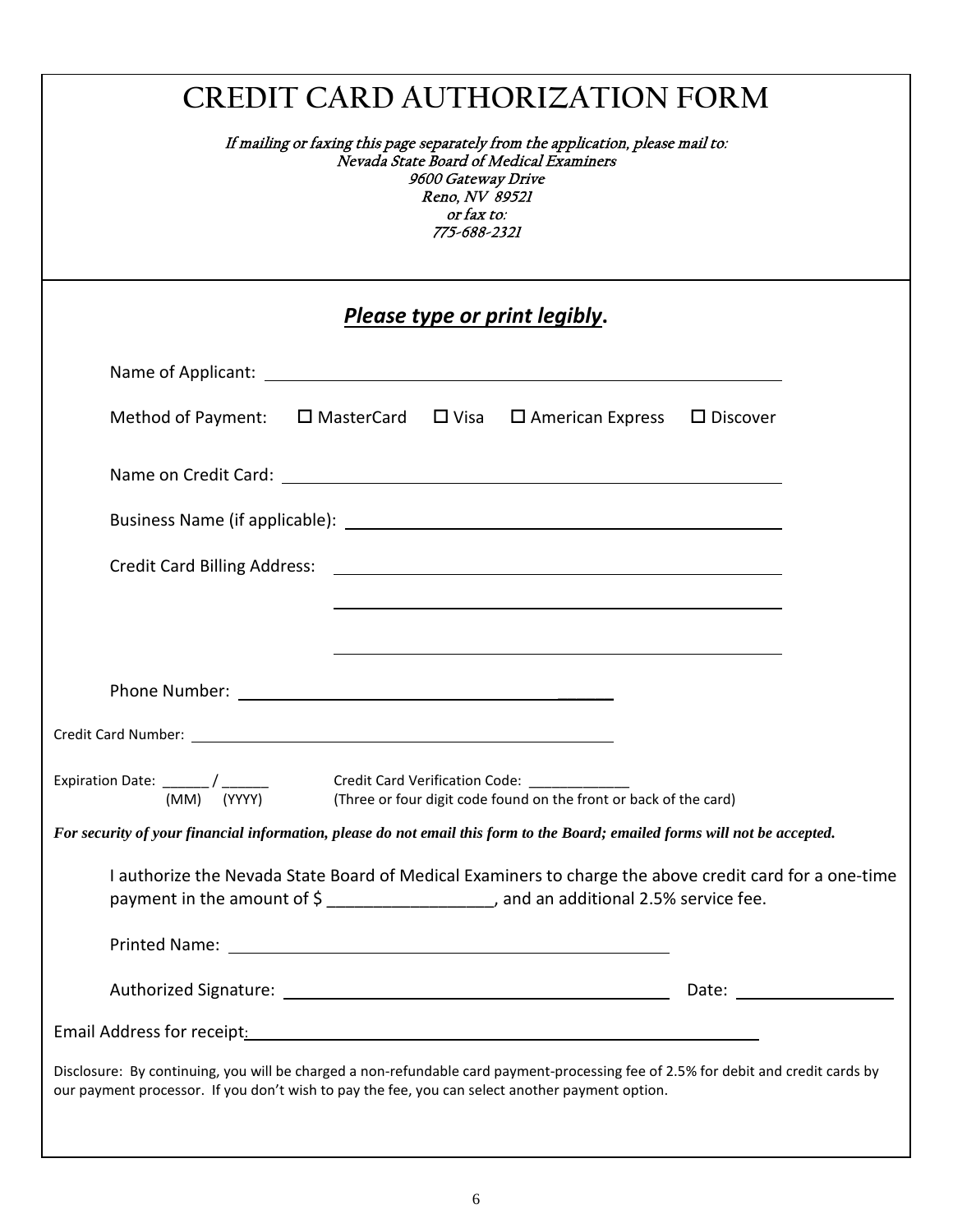# CREDIT CARD AUTHORIZATION FORM

*If mailing or faxing this page separately from the application, please mail to:*
*Nevada State Board of Medical Examiners*
*9600 Gateway Drive*
*Reno, NV 89521*
*or fax to:*
*775-688-2321*

***Please type or print legibly*.**

Name of Applicant: ______________________________

Method of Payment: ☐ MasterCard ☐ Visa ☐ American Express ☐ Discover

Name on Credit Card: ______________________________

Business Name (if applicable): ______________________________

Credit Card Billing Address: ______________________________

______________________________

______________________________

Phone Number: ______________________________

Credit Card Number: ______________________________

Expiration Date: ______ / ______ (MM) (YYYY)

Credit Card Verification Code: ____________ (Three or four digit code found on the front or back of the card)

***For security of your financial information, please do not email this form to the Board; emailed forms will not be accepted.***

I authorize the Nevada State Board of Medical Examiners to charge the above credit card for a one-time payment in the amount of $ _________________, and an additional 2.5% service fee.

Printed Name: ______________________________

Authorized Signature: ______________________________ Date: ________________

Email Address for receipt: ______________________________

Disclosure: By continuing, you will be charged a non-refundable card payment-processing fee of 2.5% for debit and credit cards by our payment processor. If you don't wish to pay the fee, you can select another payment option.